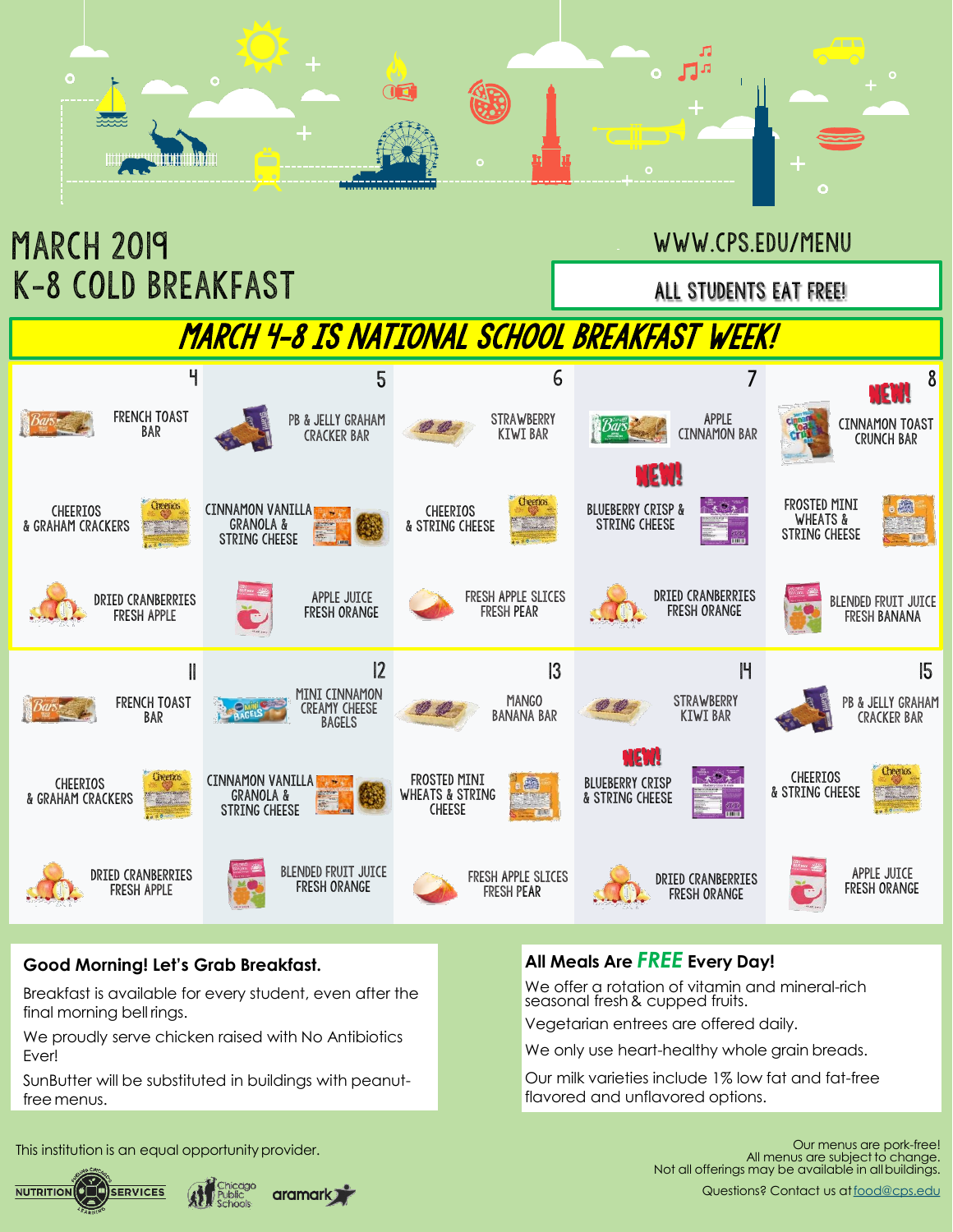# MARCH 2019
# K-8 COLD BREAKFAST

WWW.CPS.EDU/MENU

**ALL STUDENTS EAT FREE!**

## MARCH 4-8 IS NATIONAL SCHOOL BREAKFAST WEEK!

| 4 | 5 | 6 | 7 | 8 |
|---|---|---|---|---|
| FRENCH TOAST BAR | PB & JELLY GRAHAM CRACKER BAR | STRAWBERRY KIWI BAR | APPLE CINNAMON BAR | NEW! CINNAMON TOAST CRUNCH BAR |
| CHEERIOS & GRAHAM CRACKERS | CINNAMON VANILLA GRANOLA & STRING CHEESE | CHEERIOS & STRING CHEESE | NEW! BLUEBERRY CRISP & STRING CHEESE | FROSTED MINI WHEATS & STRING CHEESE |
| DRIED CRANBERRIES FRESH APPLE | APPLE JUICE FRESH ORANGE | FRESH APPLE SLICES FRESH PEAR | DRIED CRANBERRIES FRESH ORANGE | BLENDED FRUIT JUICE FRESH BANANA |

| 11 | 12 | 13 | 14 | 15 |
|---|---|---|---|---|
| FRENCH TOAST BAR | MINI CINNAMON CREAMY CHEESE BAGELS | MANGO BANANA BAR | STRAWBERRY KIWI BAR | PB & JELLY GRAHAM CRACKER BAR |
| CHEERIOS & GRAHAM CRACKERS | CINNAMON VANILLA GRANOLA & STRING CHEESE | FROSTED MINI WHEATS & STRING CHEESE | NEW! BLUEBERRY CRISP & STRING CHEESE | CHEERIOS & STRING CHEESE |
| DRIED CRANBERRIES FRESH APPLE | BLENDED FRUIT JUICE FRESH ORANGE | FRESH APPLE SLICES FRESH PEAR | DRIED CRANBERRIES FRESH ORANGE | APPLE JUICE FRESH ORANGE |

### Good Morning! Let's Grab Breakfast.

Breakfast is available for every student, even after the final morning bell rings.

We proudly serve chicken raised with No Antibiotics Ever!

SunButter will be substituted in buildings with peanut-free menus.

### All Meals Are *FREE* Every Day!

We offer a rotation of vitamin and mineral-rich seasonal fresh & cupped fruits.

Vegetarian entrees are offered daily.

We only use heart-healthy whole grain breads.

Our milk varieties include 1% low fat and fat-free flavored and unflavored options.

This institution is an equal opportunity provider.

Our menus are pork-free!
All menus are subject to change.
Not all offerings may be available in all buildings.

Questions? Contact us at food@cps.edu

NUTRITION SERVICES | Chicago Public Schools | aramark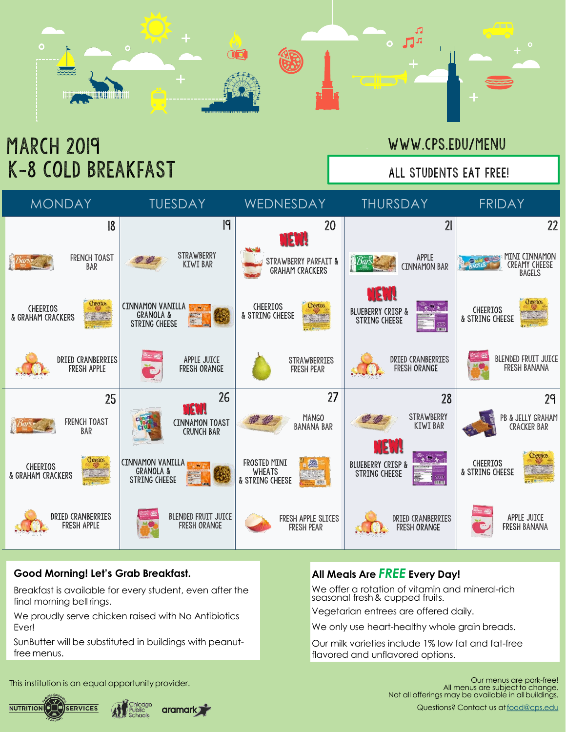# MARCH 2019
# K-8 COLD BREAKFAST

WWW.CPS.EDU/MENU

ALL STUDENTS EAT FREE!

| MONDAY | TUESDAY | WEDNESDAY | THURSDAY | FRIDAY |
|---|---|---|---|---|
| 18<br>FRENCH TOAST BAR<br>CHEERIOS & GRAHAM CRACKERS<br>DRIED CRANBERRIES FRESH APPLE | 19<br>STRAWBERRY KIWI BAR<br>CINNAMON VANILLA GRANOLA & STRING CHEESE<br>APPLE JUICE FRESH ORANGE | 20<br>NEW!<br>STRAWBERRY PARFAIT & GRAHAM CRACKERS<br>CHEERIOS & STRING CHEESE<br>STRAWBERRIES FRESH PEAR | 21<br>APPLE CINNAMON BAR<br>NEW!<br>BLUEBERRY CRISP & STRING CHEESE<br>DRIED CRANBERRIES FRESH ORANGE | 22<br>MINI CINNAMON CREAMY CHEESE BAGELS<br>CHEERIOS & STRING CHEESE<br>BLENDED FRUIT JUICE FRESH BANANA |
| 25<br>FRENCH TOAST BAR<br>CHEERIOS & GRAHAM CRACKERS<br>DRIED CRANBERRIES FRESH APPLE | 26<br>NEW!<br>CINNAMON TOAST CRUNCH BAR<br>CINNAMON VANILLA GRANOLA & STRING CHEESE<br>BLENDED FRUIT JUICE FRESH ORANGE | 27<br>MANGO BANANA BAR<br>FROSTED MINI WHEATS & STRING CHEESE<br>FRESH APPLE SLICES FRESH PEAR | 28<br>STRAWBERRY KIWI BAR<br>NEW!<br>BLUEBERRY CRISP & STRING CHEESE<br>DRIED CRANBERRIES FRESH ORANGE | 29<br>PB & JELLY GRAHAM CRACKER BAR<br>CHEERIOS & STRING CHEESE<br>APPLE JUICE FRESH BANANA |

**Good Morning! Let's Grab Breakfast.**

Breakfast is available for every student, even after the final morning bell rings.

We proudly serve chicken raised with No Antibiotics Ever!

SunButter will be substituted in buildings with peanut-free menus.

**All Meals Are *FREE* Every Day!**

We offer a rotation of vitamin and mineral-rich seasonal fresh & cupped fruits.

Vegetarian entrees are offered daily.

We only use heart-healthy whole grain breads.

Our milk varieties include 1% low fat and fat-free flavored and unflavored options.

This institution is an equal opportunity provider.

NUTRITION SERVICES — Chicago Public Schools — aramark

Our menus are pork-free!
All menus are subject to change.
Not all offerings may be available in all buildings.

Questions? Contact us at food@cps.edu